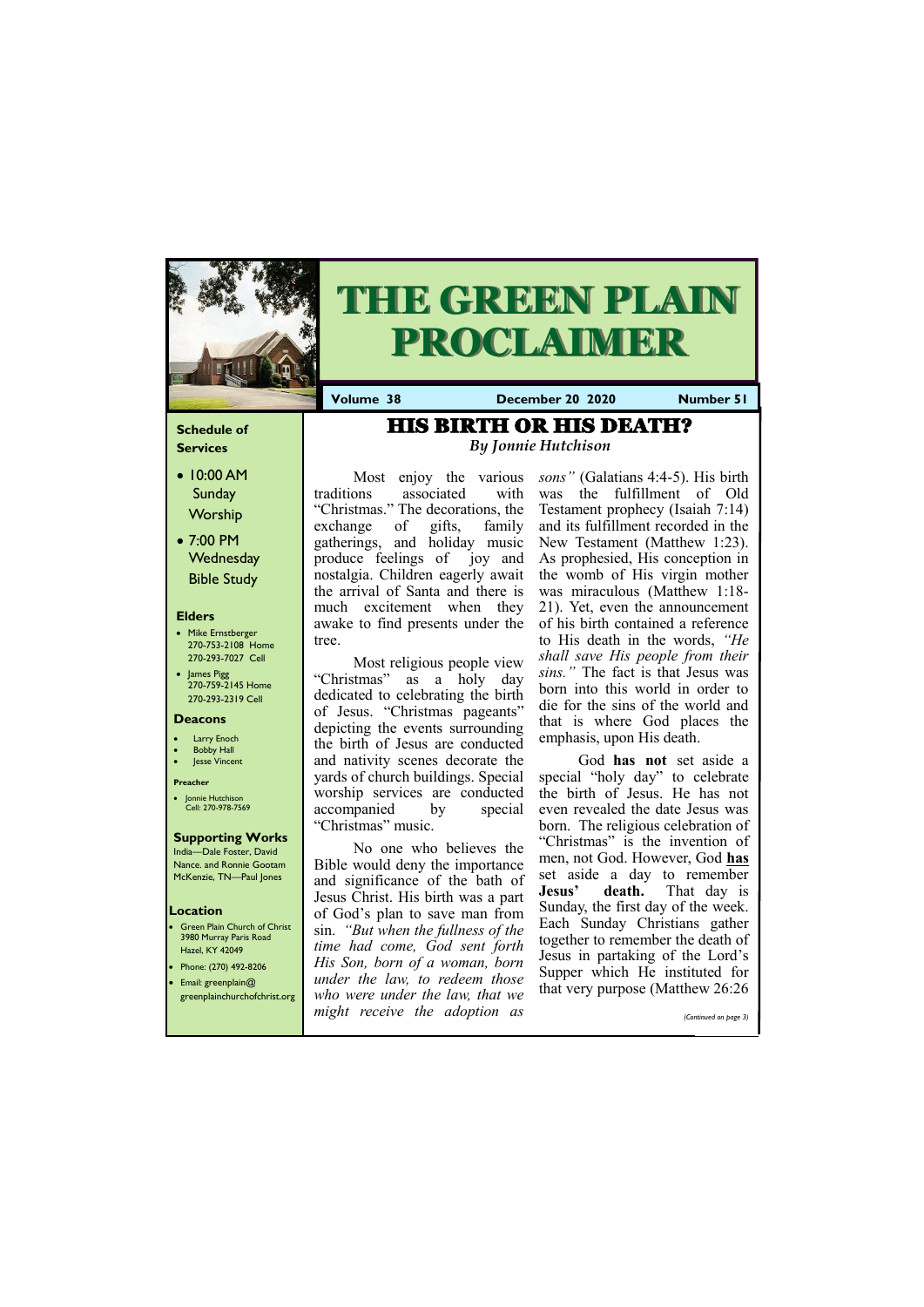# THE GREEN PLAIN PROCLAIMER

**Volume 38** | **December 20 2020** | **Number 51**

### Schedule of Services

- 10:00 AM Sunday Worship
- 7:00 PM Wednesday Bible Study

### Elders

- Mike Ernstberger 270-753-2108 Home 270-293-7027 Cell
- James Pigg 270-759-2145 Home 270-293-2319 Cell

### Deacons

- Larry Enoch
- Bobby Hall
- Jesse Vincent

### Preacher

- Jonnie Hutchison Cell: 270-978-7569

### Supporting Works

India—Dale Foster, David Nance. and Ronnie Gootam McKenzie, TN—Paul Jones

### Location

- Green Plain Church of Christ 3980 Murray Paris Road Hazel, KY 42049
- Phone: (270) 492-8206
- Email: greenplain@greenplainchurchofchrist.org

## HIS BIRTH OR HIS DEATH?

*By Jonnie Hutchison*

Most enjoy the various traditions associated with "Christmas." The decorations, the exchange of gifts, family gatherings, and holiday music produce feelings of joy and nostalgia. Children eagerly await the arrival of Santa and there is much excitement when they awake to find presents under the tree.

Most religious people view "Christmas" as a holy day dedicated to celebrating the birth of Jesus. "Christmas pageants" depicting the events surrounding the birth of Jesus are conducted and nativity scenes decorate the yards of church buildings. Special worship services are conducted accompanied by special "Christmas" music.

No one who believes the Bible would deny the importance and significance of the bath of Jesus Christ. His birth was a part of God's plan to save man from sin. *"But when the fullness of the time had come, God sent forth His Son, born of a woman, born under the law, to redeem those who were under the law, that we might receive the adoption as sons"* (Galatians 4:4-5). His birth was the fulfillment of Old Testament prophecy (Isaiah 7:14) and its fulfillment recorded in the New Testament (Matthew 1:23). As prophesied, His conception in the womb of His virgin mother was miraculous (Matthew 1:18-21). Yet, even the announcement of his birth contained a reference to His death in the words, *"He shall save His people from their sins."* The fact is that Jesus was born into this world in order to die for the sins of the world and that is where God places the emphasis, upon His death.

God **has not** set aside a special "holy day" to celebrate the birth of Jesus. He has not even revealed the date Jesus was born. The religious celebration of "Christmas" is the invention of men, not God. However, God **has** set aside a day to remember **Jesus' death.** That day is Sunday, the first day of the week. Each Sunday Christians gather together to remember the death of Jesus in partaking of the Lord's Supper which He instituted for that very purpose (Matthew 26:26

*(Continued on page 3)*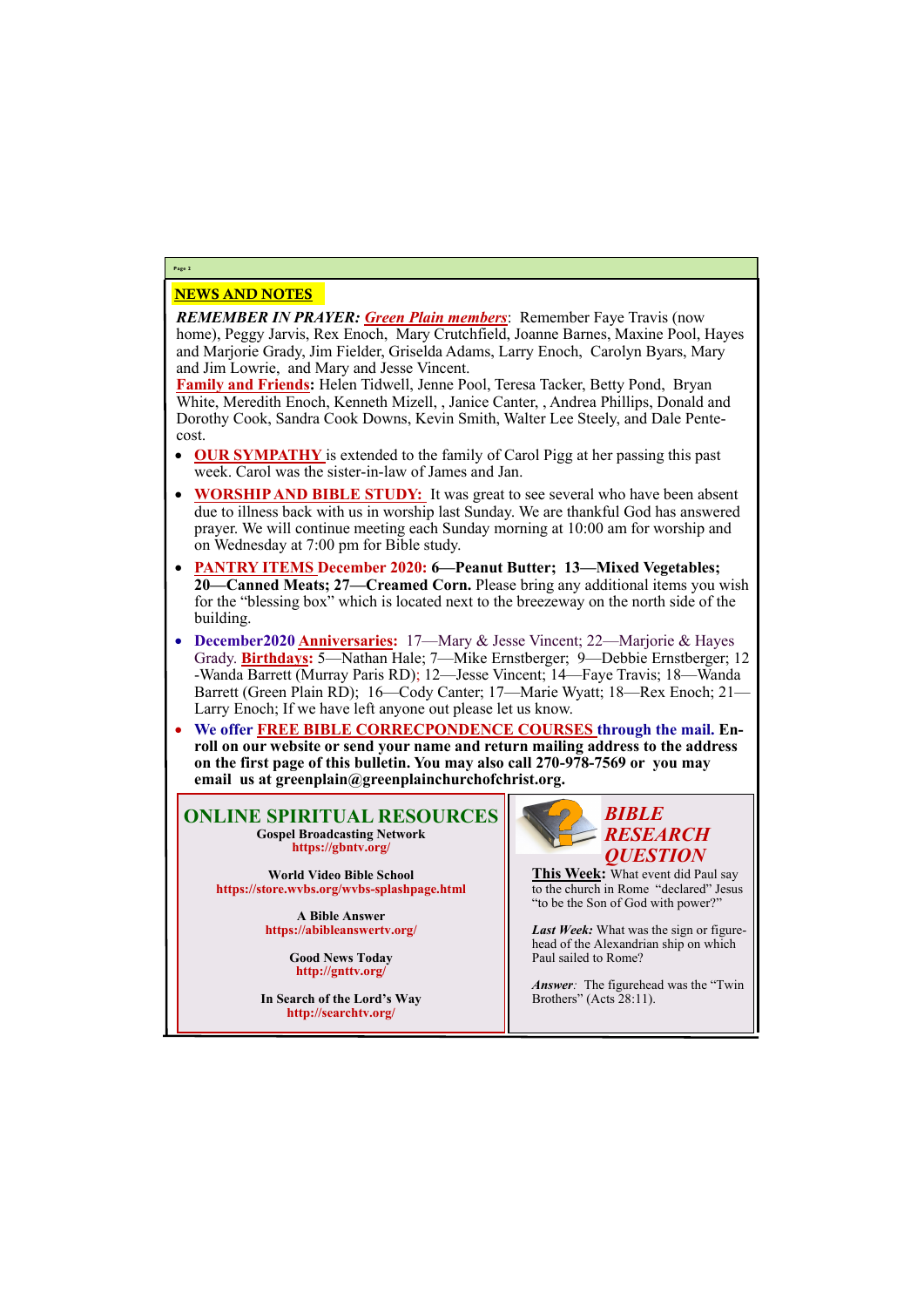## NEWS AND NOTES

***REMEMBER IN PRAYER:*** ***Green Plain members***: Remember Faye Travis (now home), Peggy Jarvis, Rex Enoch, Mary Crutchfield, Joanne Barnes, Maxine Pool, Hayes and Marjorie Grady, Jim Fielder, Griselda Adams, Larry Enoch, Carolyn Byars, Mary and Jim Lowrie, and Mary and Jesse Vincent.

**Family and Friends:** Helen Tidwell, Jenne Pool, Teresa Tacker, Betty Pond, Bryan White, Meredith Enoch, Kenneth Mizell, , Janice Canter, , Andrea Phillips, Donald and Dorothy Cook, Sandra Cook Downs, Kevin Smith, Walter Lee Steely, and Dale Pentecost.

- **OUR SYMPATHY** is extended to the family of Carol Pigg at her passing this past week. Carol was the sister-in-law of James and Jan.
- **WORSHIP AND BIBLE STUDY:** It was great to see several who have been absent due to illness back with us in worship last Sunday. We are thankful God has answered prayer. We will continue meeting each Sunday morning at 10:00 am for worship and on Wednesday at 7:00 pm for Bible study.
- **PANTRY ITEMS December 2020: 6—Peanut Butter; 13—Mixed Vegetables; 20—Canned Meats; 27—Creamed Corn.** Please bring any additional items you wish for the "blessing box" which is located next to the breezeway on the north side of the building.
- **December2020 Anniversaries:** 17—Mary & Jesse Vincent; 22—Marjorie & Hayes Grady. **Birthdays:** 5—Nathan Hale; 7—Mike Ernstberger; 9—Debbie Ernstberger; 12-Wanda Barrett (Murray Paris RD); 12—Jesse Vincent; 14—Faye Travis; 18—Wanda Barrett (Green Plain RD); 16—Cody Canter; 17—Marie Wyatt; 18—Rex Enoch; 21—Larry Enoch; If we have left anyone out please let us know.
- **We offer FREE BIBLE CORRECPONDENCE COURSES through the mail. Enroll on our website or send your name and return mailing address to the address on the first page of this bulletin. You may also call 270-978-7569 or you may email us at greenplain@greenplainchurchofchrist.org.**

## ONLINE SPIRITUAL RESOURCES

**Gospel Broadcasting Network**
**https://gbntv.org/**

**World Video Bible School**
**https://store.wvbs.org/wvbs-splashpage.html**

**A Bible Answer**
**https://abibleanswertv.org/**

**Good News Today**
**http://gnttv.org/**

**In Search of the Lord's Way**
**http://searchtv.org/**

## *BIBLE RESEARCH QUESTION*

**This Week:** What event did Paul say to the church in Rome "declared" Jesus "to be the Son of God with power?"

***Last Week:*** What was the sign or figurehead of the Alexandrian ship on which Paul sailed to Rome?

***Answer:*** The figurehead was the "Twin Brothers" (Acts 28:11).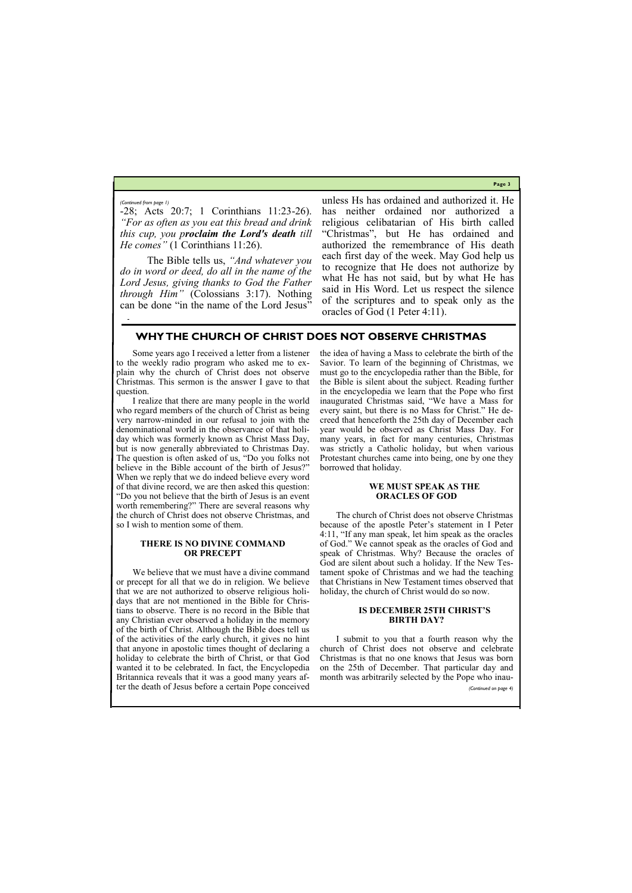*(Continued from page 1)*

-28; Acts 20:7; 1 Corinthians 11:23-26). *"For as often as you eat this bread and drink this cup, you p****roclaim the Lord's death*** *till He comes"* (1 Corinthians 11:26).

The Bible tells us, *"And whatever you do in word or deed, do all in the name of the Lord Jesus, giving thanks to God the Father through Him"* (Colossians 3:17). Nothing can be done "in the name of the Lord Jesus" unless Hs has ordained and authorized it. He has neither ordained nor authorized a religious celibatarian of His birth called "Christmas", but He has ordained and authorized the remembrance of His death each first day of the week. May God help us to recognize that He does not authorize by what He has not said, but by what He has said in His Word. Let us respect the silence of the scriptures and to speak only as the oracles of God (1 Peter 4:11).

## WHY THE CHURCH OF CHRIST DOES NOT OBSERVE CHRISTMAS

Some years ago I received a letter from a listener to the weekly radio program who asked me to explain why the church of Christ does not observe Christmas. This sermon is the answer I gave to that question.

I realize that there are many people in the world who regard members of the church of Christ as being very narrow-minded in our refusal to join with the denominational world in the observance of that holiday which was formerly known as Christ Mass Day, but is now generally abbreviated to Christmas Day. The question is often asked of us, "Do you folks not believe in the Bible account of the birth of Jesus?" When we reply that we do indeed believe every word of that divine record, we are then asked this question: "Do you not believe that the birth of Jesus is an event worth remembering?" There are several reasons why the church of Christ does not observe Christmas, and so I wish to mention some of them.

### THERE IS NO DIVINE COMMAND OR PRECEPT

We believe that we must have a divine command or precept for all that we do in religion. We believe that we are not authorized to observe religious holidays that are not mentioned in the Bible for Christians to observe. There is no record in the Bible that any Christian ever observed a holiday in the memory of the birth of Christ. Although the Bible does tell us of the activities of the early church, it gives no hint that anyone in apostolic times thought of declaring a holiday to celebrate the birth of Christ, or that God wanted it to be celebrated. In fact, the Encyclopedia Britannica reveals that it was a good many years after the death of Jesus before a certain Pope conceived the idea of having a Mass to celebrate the birth of the Savior. To learn of the beginning of Christmas, we must go to the encyclopedia rather than the Bible, for the Bible is silent about the subject. Reading further in the encyclopedia we learn that the Pope who first inaugurated Christmas said, "We have a Mass for every saint, but there is no Mass for Christ." He decreed that henceforth the 25th day of December each year would be observed as Christ Mass Day. For many years, in fact for many centuries, Christmas was strictly a Catholic holiday, but when various Protestant churches came into being, one by one they borrowed that holiday.

### WE MUST SPEAK AS THE ORACLES OF GOD

The church of Christ does not observe Christmas because of the apostle Peter's statement in I Peter 4:11, "If any man speak, let him speak as the oracles of God." We cannot speak as the oracles of God and speak of Christmas. Why? Because the oracles of God are silent about such a holiday. If the New Testament spoke of Christmas and we had the teaching that Christians in New Testament times observed that holiday, the church of Christ would do so now.

### IS DECEMBER 25TH CHRIST'S BIRTH DAY?

I submit to you that a fourth reason why the church of Christ does not observe and celebrate Christmas is that no one knows that Jesus was born on the 25th of December. That particular day and month was arbitrarily selected by the Pope who inau-

*(Continued on page 4)*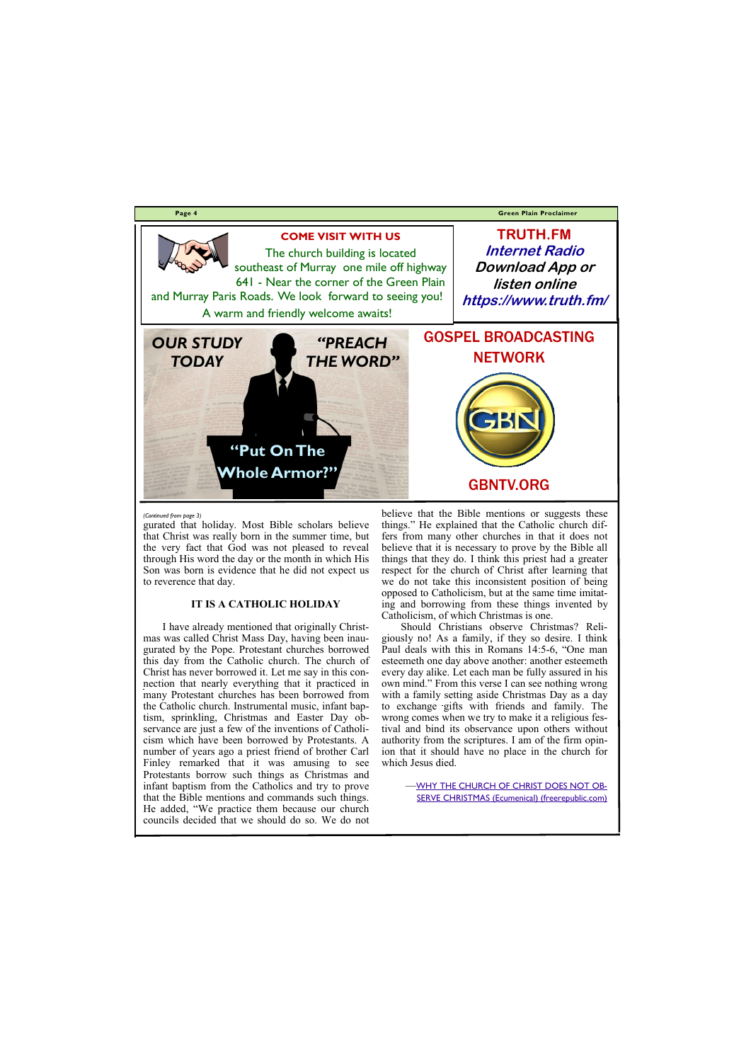## COME VISIT WITH US

The church building is located southeast of Murray one mile off highway 641 - Near the corner of the Green Plain and Murray Paris Roads. We look forward to seeing you! A warm and friendly welcome awaits!

## TRUTH.FM

*Internet Radio*
*Download App or listen online*
*https://www.truth.fm/*

**OUR STUDY TODAY**

**"PREACH THE WORD"**

**"Put On The Whole Armor?"**

## GOSPEL BROADCASTING NETWORK

GBN

GBNTV.ORG

*(Continued from page 3)*

gurated that holiday. Most Bible scholars believe that Christ was really born in the summer time, but the very fact that God was not pleased to reveal through His word the day or the month in which His Son was born is evidence that he did not expect us to reverence that day.

### IT IS A CATHOLIC HOLIDAY

I have already mentioned that originally Christmas was called Christ Mass Day, having been inaugurated by the Pope. Protestant churches borrowed this day from the Catholic church. The church of Christ has never borrowed it. Let me say in this connection that nearly everything that it practiced in many Protestant churches has been borrowed from the Catholic church. Instrumental music, infant baptism, sprinkling, Christmas and Easter Day observance are just a few of the inventions of Catholicism which have been borrowed by Protestants. A number of years ago a priest friend of brother Carl Finley remarked that it was amusing to see Protestants borrow such things as Christmas and infant baptism from the Catholics and try to prove that the Bible mentions and commands such things. He added, "We practice them because our church councils decided that we should do so. We do not believe that the Bible mentions or suggests these things." He explained that the Catholic church differs from many other churches in that it does not believe that it is necessary to prove by the Bible all things that they do. I think this priest had a greater respect for the church of Christ after learning that we do not take this inconsistent position of being opposed to Catholicism, but at the same time imitating and borrowing from these things invented by Catholicism, of which Christmas is one.

Should Christians observe Christmas? Religiously no! As a family, if they so desire. I think Paul deals with this in Romans 14:5-6, "One man esteemeth one day above another: another esteemeth every day alike. Let each man be fully assured in his own mind." From this verse I can see nothing wrong with a family setting aside Christmas Day as a day to exchange gifts with friends and family. The wrong comes when we try to make it a religious festival and bind its observance upon others without authority from the scriptures. I am of the firm opinion that it should have no place in the church for which Jesus died.

—WHY THE CHURCH OF CHRIST DOES NOT OBSERVE CHRISTMAS (Ecumenical) (freerepublic.com)